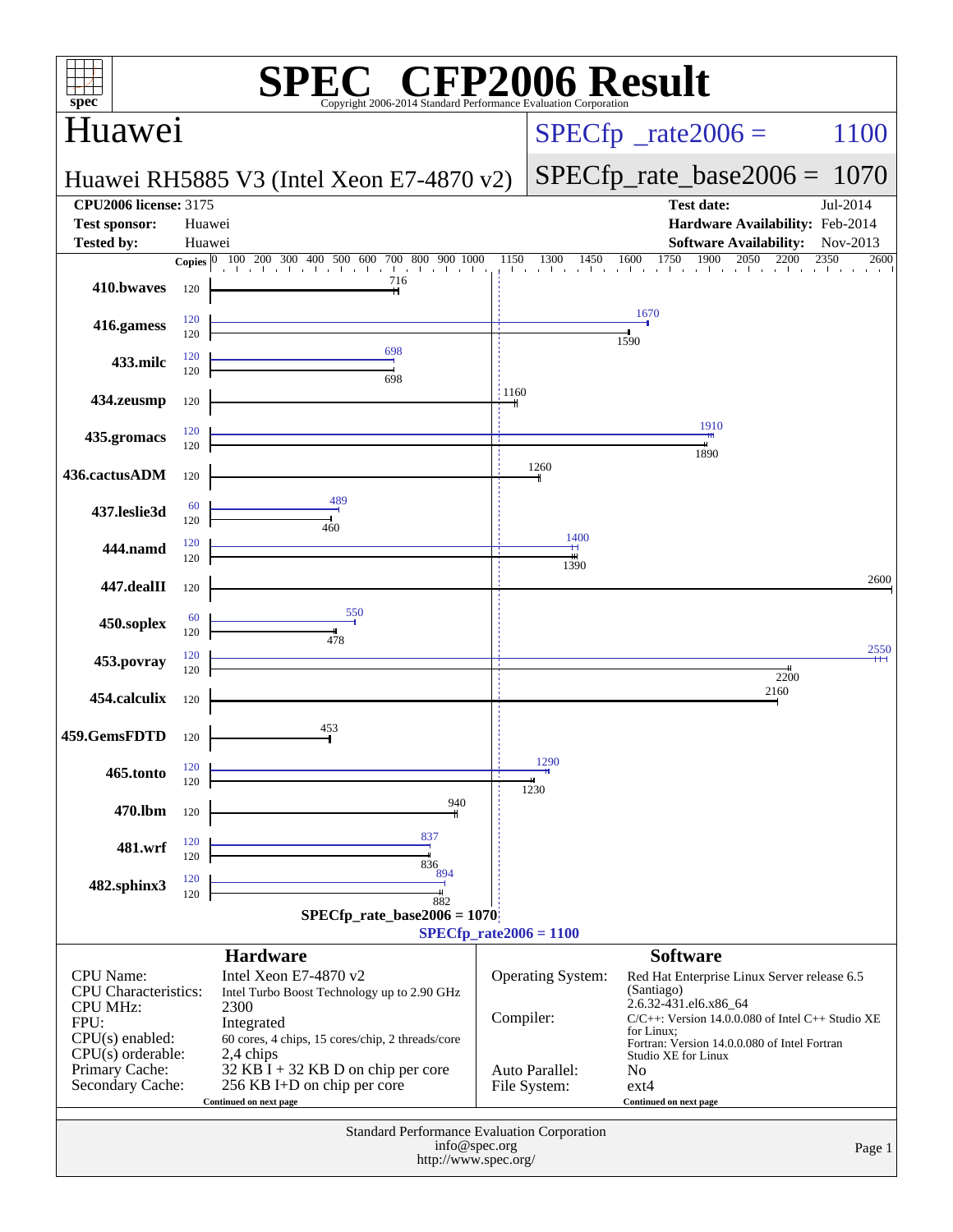# SPEC CFP2006 Result

Copyright 2006-2014 Standard Performance Evaluation Corporation

## Huawei

**Huawei RH5885 V3 (Intel Xeon E7-4870 v2)**

SPECfp_rate2006 = 1100

SPECfp_rate_base2006 = 1070

| | | | |
|---|---|---|---|
| **CPU2006 license:** | 3175 | **Test date:** | Jul-2014 |
| **Test sponsor:** | Huawei | **Hardware Availability:** | Feb-2014 |
| **Tested by:** | Huawei | **Software Availability:** | Nov-2013 |

| Benchmark | Copies (peak) | Peak | Copies (base) | Base |
|---|---|---|---|---|
| 410.bwaves | | | 120 | 716 |
| 416.gamess | 120 | 1670 | 120 | 1590 |
| 433.milc | 120 | 698 | 120 | 698 |
| 434.zeusmp | | | 120 | 1160 |
| 435.gromacs | 120 | 1910 | 120 | 1890 |
| 436.cactusADM | | | 120 | 1260 |
| 437.leslie3d | 60 | 489 | 120 | 460 |
| 444.namd | 120 | 1400 | 120 | 1390 |
| 447.dealII | | | 120 | 2600 |
| 450.soplex | 60 | 550 | 120 | 478 |
| 453.povray | 120 | 2550 | 120 | 2200 |
| 454.calculix | | | 120 | 2160 |
| 459.GemsFDTD | | | 120 | 453 |
| 465.tonto | 120 | 1290 | 120 | 1230 |
| 470.lbm | | | 120 | 940 |
| 481.wrf | 120 | 837 | 120 | 836 |
| 482.sphinx3 | 120 | 894 | 120 | 882 |

SPECfp_rate_base2006 = 1070

SPECfp_rate2006 = 1100

### Hardware

| | |
|---|---|
| CPU Name: | Intel Xeon E7-4870 v2 |
| CPU Characteristics: | Intel Turbo Boost Technology up to 2.90 GHz |
| CPU MHz: | 2300 |
| FPU: | Integrated |
| CPU(s) enabled: | 60 cores, 4 chips, 15 cores/chip, 2 threads/core |
| CPU(s) orderable: | 2,4 chips |
| Primary Cache: | 32 KB I + 32 KB D on chip per core |
| Secondary Cache: | 256 KB I+D on chip per core |

Continued on next page

### Software

| | |
|---|---|
| Operating System: | Red Hat Enterprise Linux Server release 6.5 (Santiago) 2.6.32-431.el6.x86_64 |
| Compiler: | C/C++: Version 14.0.0.080 of Intel C++ Studio XE for Linux; Fortran: Version 14.0.0.080 of Intel Fortran Studio XE for Linux |
| Auto Parallel: | No |
| File System: | ext4 |

Continued on next page

Standard Performance Evaluation Corporation
info@spec.org
http://www.spec.org/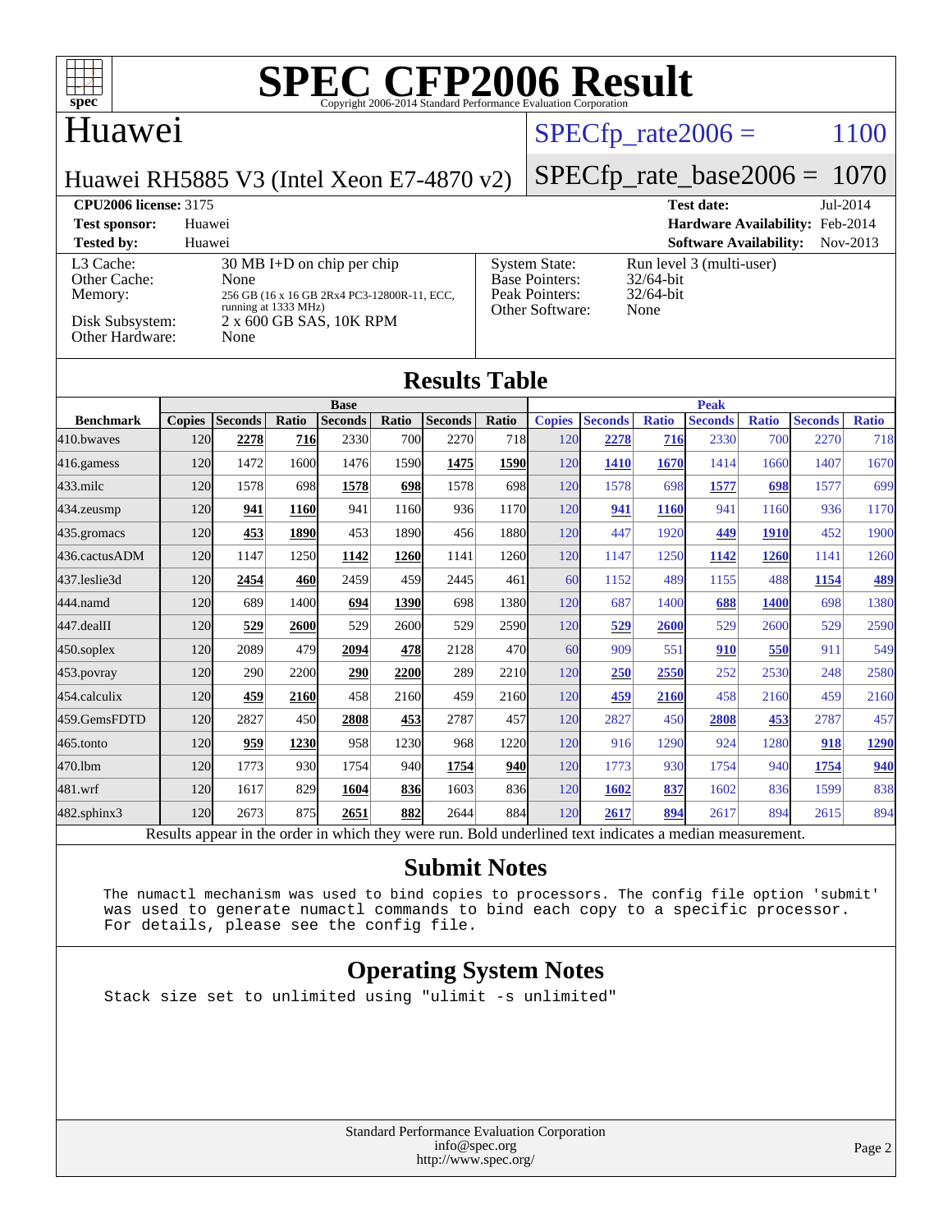# SPEC CFP2006 Result

Copyright 2006-2014 Standard Performance Evaluation Corporation

## Huawei

Huawei RH5885 V3 (Intel Xeon E7-4870 v2)

SPECfp_rate2006 = 1100

SPECfp_rate_base2006 = 1070

**CPU2006 license:** 3175

**Test sponsor:** Huawei

**Tested by:** Huawei

**Test date:** Jul-2014

**Hardware Availability:** Feb-2014

**Software Availability:** Nov-2013

| | |
|---|---|
| L3 Cache: | 30 MB I+D on chip per chip |
| Other Cache: | None |
| Memory: | 256 GB (16 x 16 GB 2Rx4 PC3-12800R-11, ECC, running at 1333 MHz) |
| Disk Subsystem: | 2 x 600 GB SAS, 10K RPM |
| Other Hardware: | None |

| | |
|---|---|
| System State: | Run level 3 (multi-user) |
| Base Pointers: | 32/64-bit |
| Peak Pointers: | 32/64-bit |
| Other Software: | None |

## Results Table

| | Base | | | | | | | Peak | | | | | | |
|---|---|---|---|---|---|---|---|---|---|---|---|---|---|---|
| **Benchmark** | **Copies** | **Seconds** | **Ratio** | **Seconds** | **Ratio** | **Seconds** | **Ratio** | **Copies** | **Seconds** | **Ratio** | **Seconds** | **Ratio** | **Seconds** | **Ratio** |
| 410.bwaves | 120 | **2278** | **716** | 2330 | 700 | 2270 | 718 | 120 | **2278** | **716** | 2330 | 700 | 2270 | 718 |
| 416.gamess | 120 | 1472 | 1600 | 1476 | 1590 | **1475** | **1590** | 120 | **1410** | **1670** | 1414 | 1660 | 1407 | 1670 |
| 433.milc | 120 | 1578 | 698 | **1578** | **698** | 1578 | 698 | 120 | 1578 | 698 | **1577** | **698** | 1577 | 699 |
| 434.zeusmp | 120 | **941** | **1160** | 941 | 1160 | 936 | 1170 | 120 | **941** | **1160** | 941 | 1160 | 936 | 1170 |
| 435.gromacs | 120 | **453** | **1890** | 453 | 1890 | 456 | 1880 | 120 | 447 | 1920 | **449** | **1910** | 452 | 1900 |
| 436.cactusADM | 120 | 1147 | 1250 | **1142** | **1260** | 1141 | 1260 | 120 | 1147 | 1250 | **1142** | **1260** | 1141 | 1260 |
| 437.leslie3d | 120 | **2454** | **460** | 2459 | 459 | 2445 | 461 | 60 | 1152 | 489 | 1155 | 488 | **1154** | **489** |
| 444.namd | 120 | 689 | 1400 | **694** | **1390** | 698 | 1380 | 120 | 687 | 1400 | **688** | **1400** | 698 | 1380 |
| 447.dealII | 120 | **529** | **2600** | 529 | 2600 | 529 | 2590 | 120 | **529** | **2600** | 529 | 2600 | 529 | 2590 |
| 450.soplex | 120 | 2089 | 479 | **2094** | **478** | 2128 | 470 | 60 | 909 | 551 | **910** | **550** | 911 | 549 |
| 453.povray | 120 | 290 | 2200 | **290** | **2200** | 289 | 2210 | 120 | **250** | **2550** | 252 | 2530 | 248 | 2580 |
| 454.calculix | 120 | **459** | **2160** | 458 | 2160 | 459 | 2160 | 120 | **459** | **2160** | 458 | 2160 | 459 | 2160 |
| 459.GemsFDTD | 120 | 2827 | 450 | **2808** | **453** | 2787 | 457 | 120 | 2827 | 450 | **2808** | **453** | 2787 | 457 |
| 465.tonto | 120 | **959** | **1230** | 958 | 1230 | 968 | 1220 | 120 | 916 | 1290 | 924 | 1280 | **918** | **1290** |
| 470.lbm | 120 | 1773 | 930 | 1754 | 940 | **1754** | **940** | 120 | 1773 | 930 | 1754 | 940 | **1754** | **940** |
| 481.wrf | 120 | 1617 | 829 | **1604** | **836** | 1603 | 836 | 120 | **1602** | **837** | 1602 | 836 | 1599 | 838 |
| 482.sphinx3 | 120 | 2673 | 875 | **2651** | **882** | 2644 | 884 | 120 | **2617** | **894** | 2617 | 894 | 2615 | 894 |

Results appear in the order in which they were run. Bold underlined text indicates a median measurement.

## Submit Notes

```
The numactl mechanism was used to bind copies to processors. The config file option 'submit'
was used to generate numactl commands to bind each copy to a specific processor.
For details, please see the config file.
```

## Operating System Notes

```
Stack size set to unlimited using "ulimit -s unlimited"
```

Standard Performance Evaluation Corporation
info@spec.org
http://www.spec.org/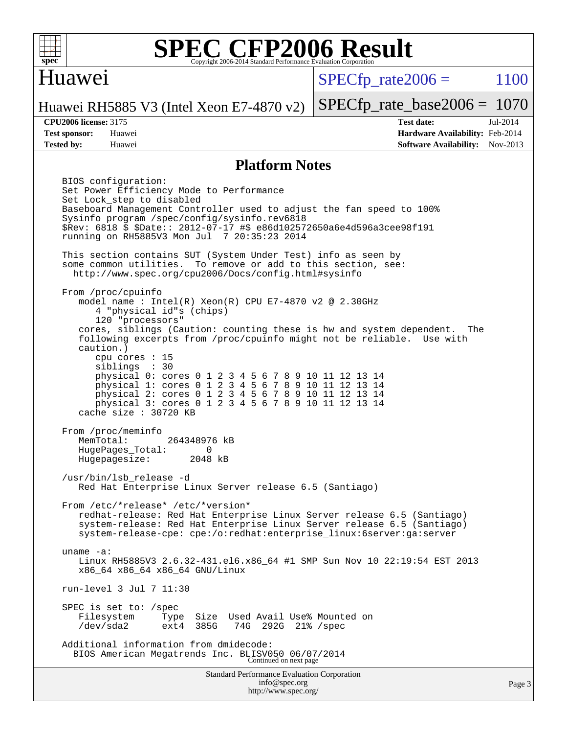# SPEC CFP2006 Result

Copyright 2006-2014 Standard Performance Evaluation Corporation

## Huawei

Huawei RH5885 V3 (Intel Xeon E7-4870 v2)

SPECfp_rate2006 = 1100

SPECfp_rate_base2006 = 1070

**CPU2006 license:** 3175
**Test sponsor:** Huawei
**Tested by:** Huawei

**Test date:** Jul-2014
**Hardware Availability:** Feb-2014
**Software Availability:** Nov-2013

## Platform Notes

```
BIOS configuration:
Set Power Efficiency Mode to Performance
Set Lock_step to disabled
Baseboard Management Controller used to adjust the fan speed to 100%
Sysinfo program /spec/config/sysinfo.rev6818
$Rev: 6818 $ $Date:: 2012-07-17 #$ e86d102572650a6e4d596a3cee98f191
running on RH5885V3 Mon Jul  7 20:35:23 2014

This section contains SUT (System Under Test) info as seen by
some common utilities.  To remove or add to this section, see:
  http://www.spec.org/cpu2006/Docs/config.html#sysinfo

From /proc/cpuinfo
   model name : Intel(R) Xeon(R) CPU E7-4870 v2 @ 2.30GHz
      4 "physical id"s (chips)
      120 "processors"
   cores, siblings (Caution: counting these is hw and system dependent.  The
   following excerpts from /proc/cpuinfo might not be reliable.  Use with
   caution.)
      cpu cores : 15
      siblings  : 30
      physical 0: cores 0 1 2 3 4 5 6 7 8 9 10 11 12 13 14
      physical 1: cores 0 1 2 3 4 5 6 7 8 9 10 11 12 13 14
      physical 2: cores 0 1 2 3 4 5 6 7 8 9 10 11 12 13 14
      physical 3: cores 0 1 2 3 4 5 6 7 8 9 10 11 12 13 14
   cache size : 30720 KB

From /proc/meminfo
   MemTotal:       264348976 kB
   HugePages_Total:       0
   Hugepagesize:       2048 kB

/usr/bin/lsb_release -d
   Red Hat Enterprise Linux Server release 6.5 (Santiago)

From /etc/*release* /etc/*version*
   redhat-release: Red Hat Enterprise Linux Server release 6.5 (Santiago)
   system-release: Red Hat Enterprise Linux Server release 6.5 (Santiago)
   system-release-cpe: cpe:/o:redhat:enterprise_linux:6server:ga:server

uname -a:
   Linux RH5885V3 2.6.32-431.el6.x86_64 #1 SMP Sun Nov 10 22:19:54 EST 2013
   x86_64 x86_64 x86_64 GNU/Linux

run-level 3 Jul 7 11:30

SPEC is set to: /spec
   Filesystem     Type  Size  Used Avail Use% Mounted on
   /dev/sda2      ext4  385G   74G  292G  21% /spec

Additional information from dmidecode:
  BIOS American Megatrends Inc. BLISV050 06/07/2014
```

Continued on next page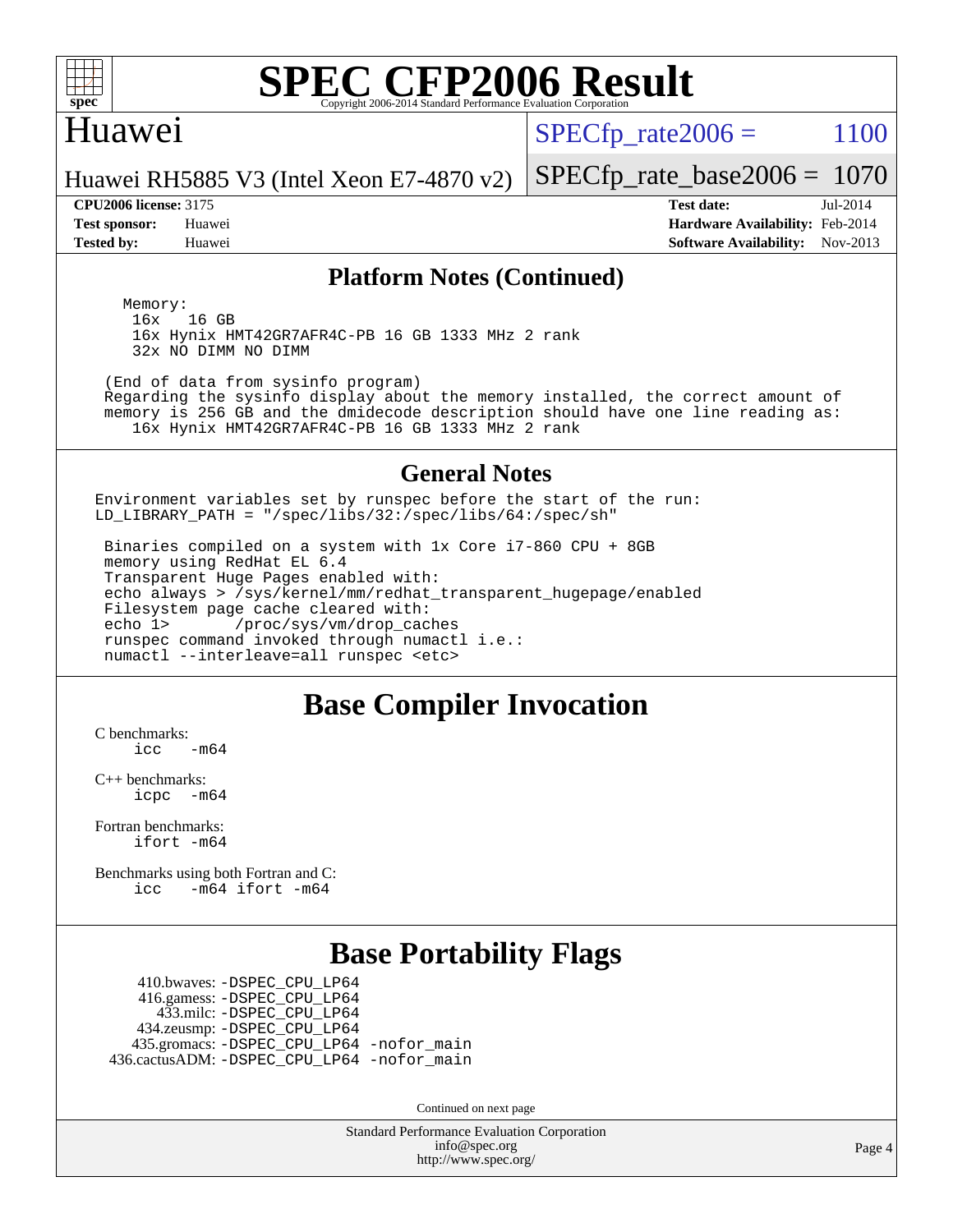## Platform Notes (Continued)

```
Memory:
  16x   16 GB
  16x Hynix HMT42GR7AFR4C-PB 16 GB 1333 MHz 2 rank
  32x NO DIMM NO DIMM

(End of data from sysinfo program)
Regarding the sysinfo display about the memory installed, the correct amount of
memory is 256 GB and the dmidecode description should have one line reading as:
   16x Hynix HMT42GR7AFR4C-PB 16 GB 1333 MHz 2 rank
```

## General Notes

```
Environment variables set by runspec before the start of the run:
LD_LIBRARY_PATH = "/spec/libs/32:/spec/libs/64:/spec/sh"

 Binaries compiled on a system with 1x Core i7-860 CPU + 8GB
 memory using RedHat EL 6.4
 Transparent Huge Pages enabled with:
 echo always > /sys/kernel/mm/redhat_transparent_hugepage/enabled
 Filesystem page cache cleared with:
 echo 1>       /proc/sys/vm/drop_caches
 runspec command invoked through numactl i.e.:
 numactl --interleave=all runspec <etc>
```

# Base Compiler Invocation

C benchmarks:
```
icc   -m64
```

C++ benchmarks:
```
icpc  -m64
```

Fortran benchmarks:
```
ifort -m64
```

Benchmarks using both Fortran and C:
```
icc   -m64 ifort -m64
```

# Base Portability Flags

```
   410.bwaves: -DSPEC_CPU_LP64
   416.gamess: -DSPEC_CPU_LP64
     433.milc: -DSPEC_CPU_LP64
   434.zeusmp: -DSPEC_CPU_LP64
  435.gromacs: -DSPEC_CPU_LP64 -nofor_main
 436.cactusADM: -DSPEC_CPU_LP64 -nofor_main
```

Continued on next page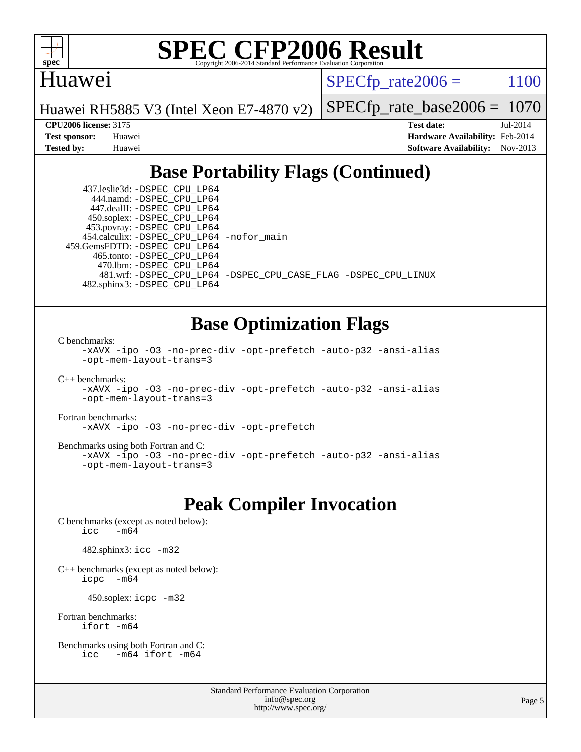# SPEC CFP2006 Result

Copyright 2006-2014 Standard Performance Evaluation Corporation

## Huawei

Huawei RH5885 V3 (Intel Xeon E7-4870 v2)

SPECfp_rate2006 = 1100

SPECfp_rate_base2006 = 1070

**CPU2006 license:** 3175
**Test sponsor:** Huawei
**Tested by:** Huawei

**Test date:** Jul-2014
**Hardware Availability:** Feb-2014
**Software Availability:** Nov-2013

## Base Portability Flags (Continued)

```
 437.leslie3d: -DSPEC_CPU_LP64
     444.namd: -DSPEC_CPU_LP64
   447.dealII: -DSPEC_CPU_LP64
   450.soplex: -DSPEC_CPU_LP64
   453.povray: -DSPEC_CPU_LP64
 454.calculix: -DSPEC_CPU_LP64 -nofor_main
459.GemsFDTD: -DSPEC_CPU_LP64
    465.tonto: -DSPEC_CPU_LP64
      470.lbm: -DSPEC_CPU_LP64
      481.wrf: -DSPEC_CPU_LP64 -DSPEC_CPU_CASE_FLAG -DSPEC_CPU_LINUX
  482.sphinx3: -DSPEC_CPU_LP64
```

## Base Optimization Flags

C benchmarks:
```
-xAVX -ipo -O3 -no-prec-div -opt-prefetch -auto-p32 -ansi-alias
-opt-mem-layout-trans=3
```

C++ benchmarks:
```
-xAVX -ipo -O3 -no-prec-div -opt-prefetch -auto-p32 -ansi-alias
-opt-mem-layout-trans=3
```

Fortran benchmarks:
```
-xAVX -ipo -O3 -no-prec-div -opt-prefetch
```

Benchmarks using both Fortran and C:
```
-xAVX -ipo -O3 -no-prec-div -opt-prefetch -auto-p32 -ansi-alias
-opt-mem-layout-trans=3
```

## Peak Compiler Invocation

C benchmarks (except as noted below):
```
icc   -m64
```

482.sphinx3: `icc -m32`

C++ benchmarks (except as noted below):
```
icpc   -m64
```

450.soplex: `icpc -m32`

Fortran benchmarks:
```
ifort -m64
```

Benchmarks using both Fortran and C:
```
icc   -m64 ifort -m64
```

Standard Performance Evaluation Corporation
info@spec.org
http://www.spec.org/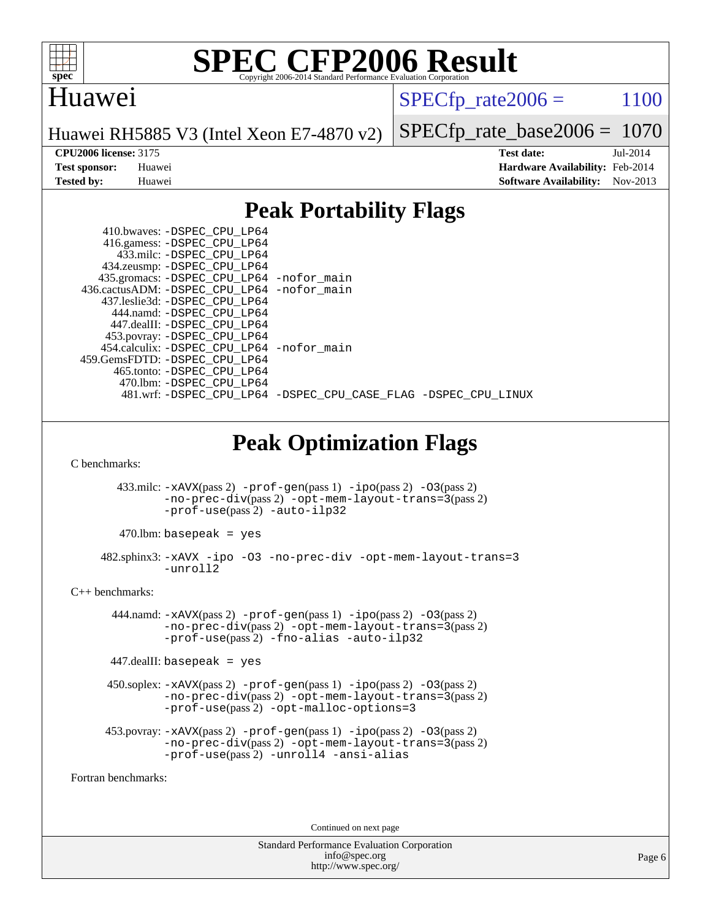# Huawei

Huawei RH5885 V3 (Intel Xeon E7-4870 v2)

SPECfp_rate2006 = 1100

SPECfp_rate_base2006 = 1070

**CPU2006 license:** 3175
**Test sponsor:** Huawei
**Tested by:** Huawei

**Test date:** Jul-2014
**Hardware Availability:** Feb-2014
**Software Availability:** Nov-2013

## Peak Portability Flags

410.bwaves: -DSPEC_CPU_LP64
416.gamess: -DSPEC_CPU_LP64
433.milc: -DSPEC_CPU_LP64
434.zeusmp: -DSPEC_CPU_LP64
435.gromacs: -DSPEC_CPU_LP64 -nofor_main
436.cactusADM: -DSPEC_CPU_LP64 -nofor_main
437.leslie3d: -DSPEC_CPU_LP64
444.namd: -DSPEC_CPU_LP64
447.dealII: -DSPEC_CPU_LP64
453.povray: -DSPEC_CPU_LP64
454.calculix: -DSPEC_CPU_LP64 -nofor_main
459.GemsFDTD: -DSPEC_CPU_LP64
465.tonto: -DSPEC_CPU_LP64
470.lbm: -DSPEC_CPU_LP64
481.wrf: -DSPEC_CPU_LP64 -DSPEC_CPU_CASE_FLAG -DSPEC_CPU_LINUX

## Peak Optimization Flags

C benchmarks:

433.milc: -xAVX(pass 2) -prof-gen(pass 1) -ipo(pass 2) -O3(pass 2) -no-prec-div(pass 2) -opt-mem-layout-trans=3(pass 2) -prof-use(pass 2) -auto-ilp32

470.lbm: basepeak = yes

482.sphinx3: -xAVX -ipo -O3 -no-prec-div -opt-mem-layout-trans=3 -unroll2

C++ benchmarks:

444.namd: -xAVX(pass 2) -prof-gen(pass 1) -ipo(pass 2) -O3(pass 2) -no-prec-div(pass 2) -opt-mem-layout-trans=3(pass 2) -prof-use(pass 2) -fno-alias -auto-ilp32

447.dealII: basepeak = yes

450.soplex: -xAVX(pass 2) -prof-gen(pass 1) -ipo(pass 2) -O3(pass 2) -no-prec-div(pass 2) -opt-mem-layout-trans=3(pass 2) -prof-use(pass 2) -opt-malloc-options=3

453.povray: -xAVX(pass 2) -prof-gen(pass 1) -ipo(pass 2) -O3(pass 2) -no-prec-div(pass 2) -opt-mem-layout-trans=3(pass 2) -prof-use(pass 2) -unroll4 -ansi-alias

Fortran benchmarks:

Continued on next page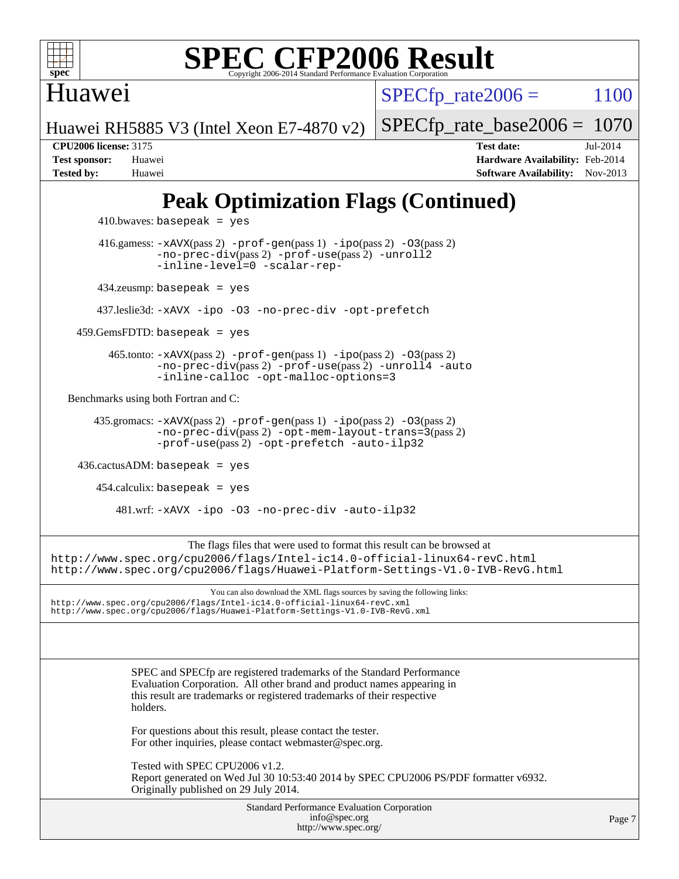# Peak Optimization Flags (Continued)

410.bwaves: basepeak = yes

416.gamess: -xAVX(pass 2) -prof-gen(pass 1) -ipo(pass 2) -O3(pass 2) -no-prec-div(pass 2) -prof-use(pass 2) -unroll2 -inline-level=0 -scalar-rep-

434.zeusmp: basepeak = yes

437.leslie3d: -xAVX -ipo -O3 -no-prec-div -opt-prefetch

459.GemsFDTD: basepeak = yes

465.tonto: -xAVX(pass 2) -prof-gen(pass 1) -ipo(pass 2) -O3(pass 2) -no-prec-div(pass 2) -prof-use(pass 2) -unroll4 -auto -inline-calloc -opt-malloc-options=3

Benchmarks using both Fortran and C:

435.gromacs: -xAVX(pass 2) -prof-gen(pass 1) -ipo(pass 2) -O3(pass 2) -no-prec-div(pass 2) -opt-mem-layout-trans=3(pass 2) -prof-use(pass 2) -opt-prefetch -auto-ilp32

436.cactusADM: basepeak = yes

454.calculix: basepeak = yes

481.wrf: -xAVX -ipo -O3 -no-prec-div -auto-ilp32

The flags files that were used to format this result can be browsed at
http://www.spec.org/cpu2006/flags/Intel-ic14.0-official-linux64-revC.html
http://www.spec.org/cpu2006/flags/Huawei-Platform-Settings-V1.0-IVB-RevG.html

You can also download the XML flags sources by saving the following links:
http://www.spec.org/cpu2006/flags/Intel-ic14.0-official-linux64-revC.xml
http://www.spec.org/cpu2006/flags/Huawei-Platform-Settings-V1.0-IVB-RevG.xml

SPEC and SPECfp are registered trademarks of the Standard Performance Evaluation Corporation. All other brand and product names appearing in this result are trademarks or registered trademarks of their respective holders.

For questions about this result, please contact the tester.
For other inquiries, please contact webmaster@spec.org.

Tested with SPEC CPU2006 v1.2.
Report generated on Wed Jul 30 10:53:40 2014 by SPEC CPU2006 PS/PDF formatter v6932.
Originally published on 29 July 2014.